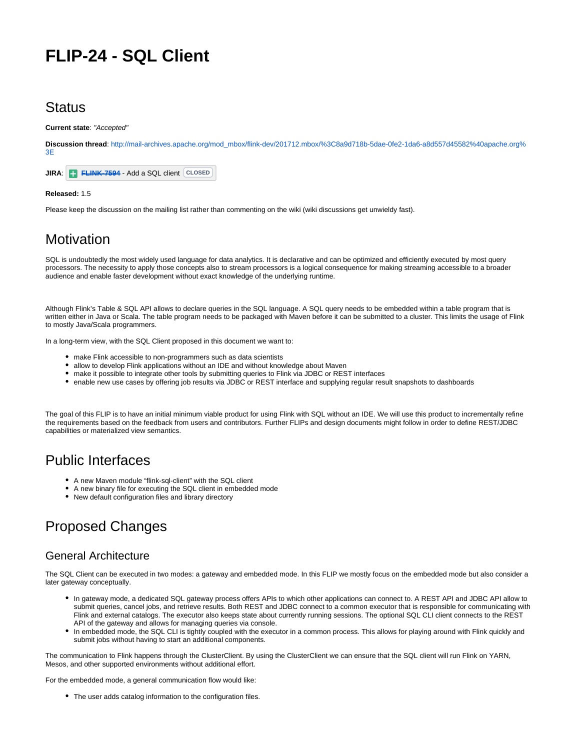# FLIP-24 - SQL Client

## Status

**Current state**: *"Accepted"*

**Discussion thread**: http://mail-archives.apache.org/mod_mbox/flink-dev/201712.mbox/%3C8a9d718b-5dae-0fe2-1da6-a8d557d45582%40apache.org%3E

**JIRA**: ~~FLINK-7594~~ - Add a SQL client CLOSED

**Released:** 1.5

Please keep the discussion on the mailing list rather than commenting on the wiki (wiki discussions get unwieldy fast).

## Motivation

SQL is undoubtedly the most widely used language for data analytics. It is declarative and can be optimized and efficiently executed by most query processors. The necessity to apply those concepts also to stream processors is a logical consequence for making streaming accessible to a broader audience and enable faster development without exact knowledge of the underlying runtime.

Although Flink's Table & SQL API allows to declare queries in the SQL language. A SQL query needs to be embedded within a table program that is written either in Java or Scala. The table program needs to be packaged with Maven before it can be submitted to a cluster. This limits the usage of Flink to mostly Java/Scala programmers.

In a long-term view, with the SQL Client proposed in this document we want to:

- make Flink accessible to non-programmers such as data scientists
- allow to develop Flink applications without an IDE and without knowledge about Maven
- make it possible to integrate other tools by submitting queries to Flink via JDBC or REST interfaces
- enable new use cases by offering job results via JDBC or REST interface and supplying regular result snapshots to dashboards

The goal of this FLIP is to have an initial minimum viable product for using Flink with SQL without an IDE. We will use this product to incrementally refine the requirements based on the feedback from users and contributors. Further FLIPs and design documents might follow in order to define REST/JDBC capabilities or materialized view semantics.

## Public Interfaces

- A new Maven module "flink-sql-client" with the SQL client
- A new binary file for executing the SQL client in embedded mode
- New default configuration files and library directory

## Proposed Changes

### General Architecture

The SQL Client can be executed in two modes: a gateway and embedded mode. In this FLIP we mostly focus on the embedded mode but also consider a later gateway conceptually.

- In gateway mode, a dedicated SQL gateway process offers APIs to which other applications can connect to. A REST API and JDBC API allow to submit queries, cancel jobs, and retrieve results. Both REST and JDBC connect to a common executor that is responsible for communicating with Flink and external catalogs. The executor also keeps state about currently running sessions. The optional SQL CLI client connects to the REST API of the gateway and allows for managing queries via console.
- In embedded mode, the SQL CLI is tightly coupled with the executor in a common process. This allows for playing around with Flink quickly and submit jobs without having to start an additional components.

The communication to Flink happens through the ClusterClient. By using the ClusterClient we can ensure that the SQL client will run Flink on YARN, Mesos, and other supported environments without additional effort.

For the embedded mode, a general communication flow would like:

- The user adds catalog information to the configuration files.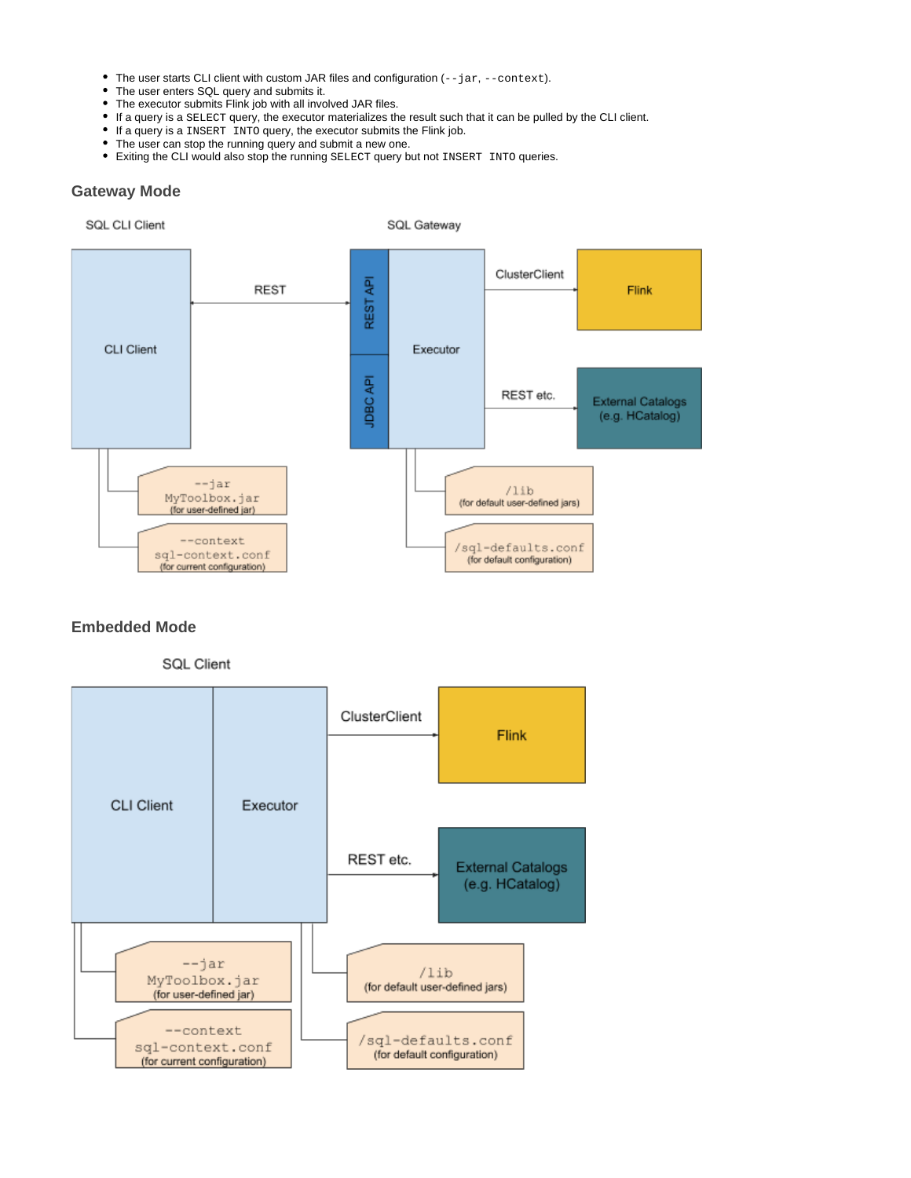- The user starts CLI client with custom JAR files and configuration (`--jar`, `--context`).
- The user enters SQL query and submits it.
- The executor submits Flink job with all involved JAR files.
- If a query is a `SELECT` query, the executor materializes the result such that it can be pulled by the CLI client.
- If a query is a `INSERT INTO` query, the executor submits the Flink job.
- The user can stop the running query and submit a new one.
- Exiting the CLI would also stop the running `SELECT` query but not `INSERT INTO` queries.

### Gateway Mode

### Embedded Mode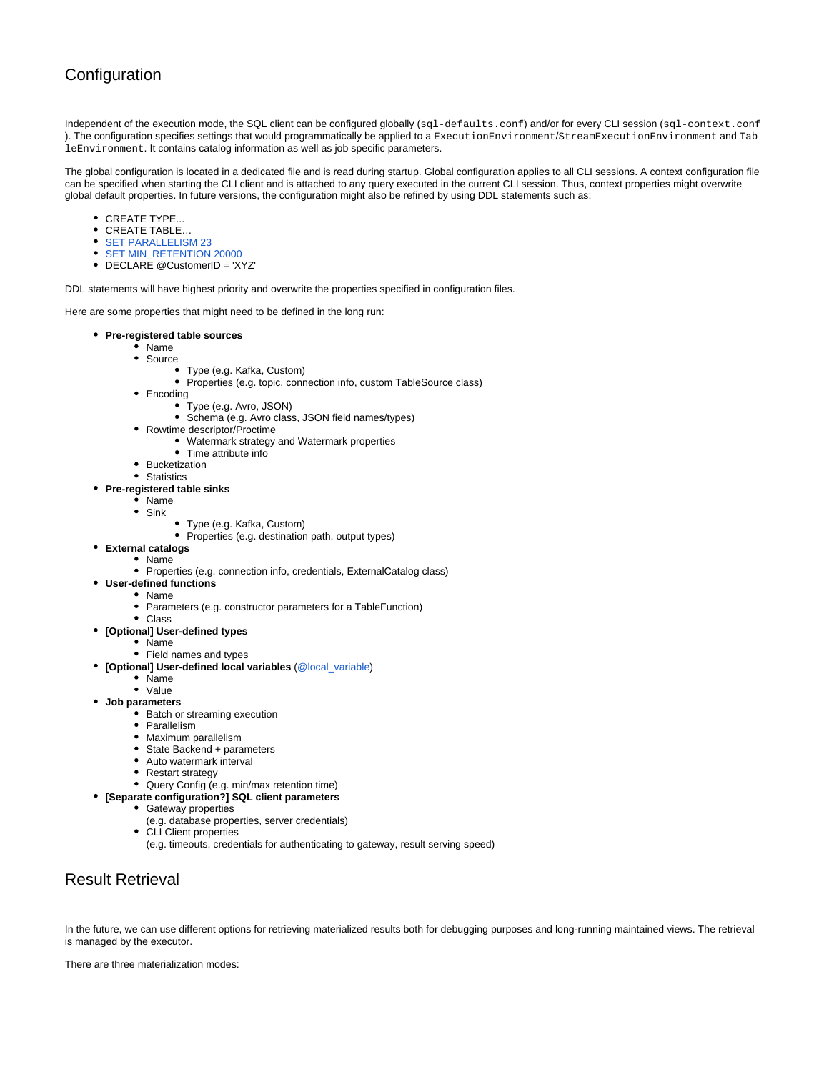## Configuration

Independent of the execution mode, the SQL client can be configured globally (`sql-defaults.conf`) and/or for every CLI session (`sql-context.conf`). The configuration specifies settings that would programmatically be applied to a `ExecutionEnvironment`/`StreamExecutionEnvironment` and `TableEnvironment`. It contains catalog information as well as job specific parameters.

The global configuration is located in a dedicated file and is read during startup. Global configuration applies to all CLI sessions. A context configuration file can be specified when starting the CLI client and is attached to any query executed in the current CLI session. Thus, context properties might overwrite global default properties. In future versions, the configuration might also be refined by using DDL statements such as:

- CREATE TYPE...
- CREATE TABLE…
- SET PARALLELISM 23
- SET MIN_RETENTION 20000
- DECLARE @CustomerID = 'XYZ'

DDL statements will have highest priority and overwrite the properties specified in configuration files.

Here are some properties that might need to be defined in the long run:

- **Pre-registered table sources**
  - Name
  - Source
    - Type (e.g. Kafka, Custom)
    - Properties (e.g. topic, connection info, custom TableSource class)
  - Encoding
    - Type (e.g. Avro, JSON)
    - Schema (e.g. Avro class, JSON field names/types)
  - Rowtime descriptor/Proctime
    - Watermark strategy and Watermark properties
    - Time attribute info
  - Bucketization
  - Statistics
- **Pre-registered table sinks**
  - Name
  - Sink
    - Type (e.g. Kafka, Custom)
    - Properties (e.g. destination path, output types)
- **External catalogs**
  - Name
  - Properties (e.g. connection info, credentials, ExternalCatalog class)
- **User-defined functions**
  - Name
  - Parameters (e.g. constructor parameters for a TableFunction)
  - Class
- **[Optional] User-defined types**
  - Name
  - Field names and types
- **[Optional] User-defined local variables** (@local_variable)
  - Name
  - Value
- **Job parameters**
  - Batch or streaming execution
  - Parallelism
  - Maximum parallelism
  - State Backend + parameters
  - Auto watermark interval
  - Restart strategy
  - Query Config (e.g. min/max retention time)
- **[Separate configuration?] SQL client parameters**
  - Gateway properties
    (e.g. database properties, server credentials)
  - CLI Client properties
    (e.g. timeouts, credentials for authenticating to gateway, result serving speed)

## Result Retrieval

In the future, we can use different options for retrieving materialized results both for debugging purposes and long-running maintained views. The retrieval is managed by the executor.

There are three materialization modes: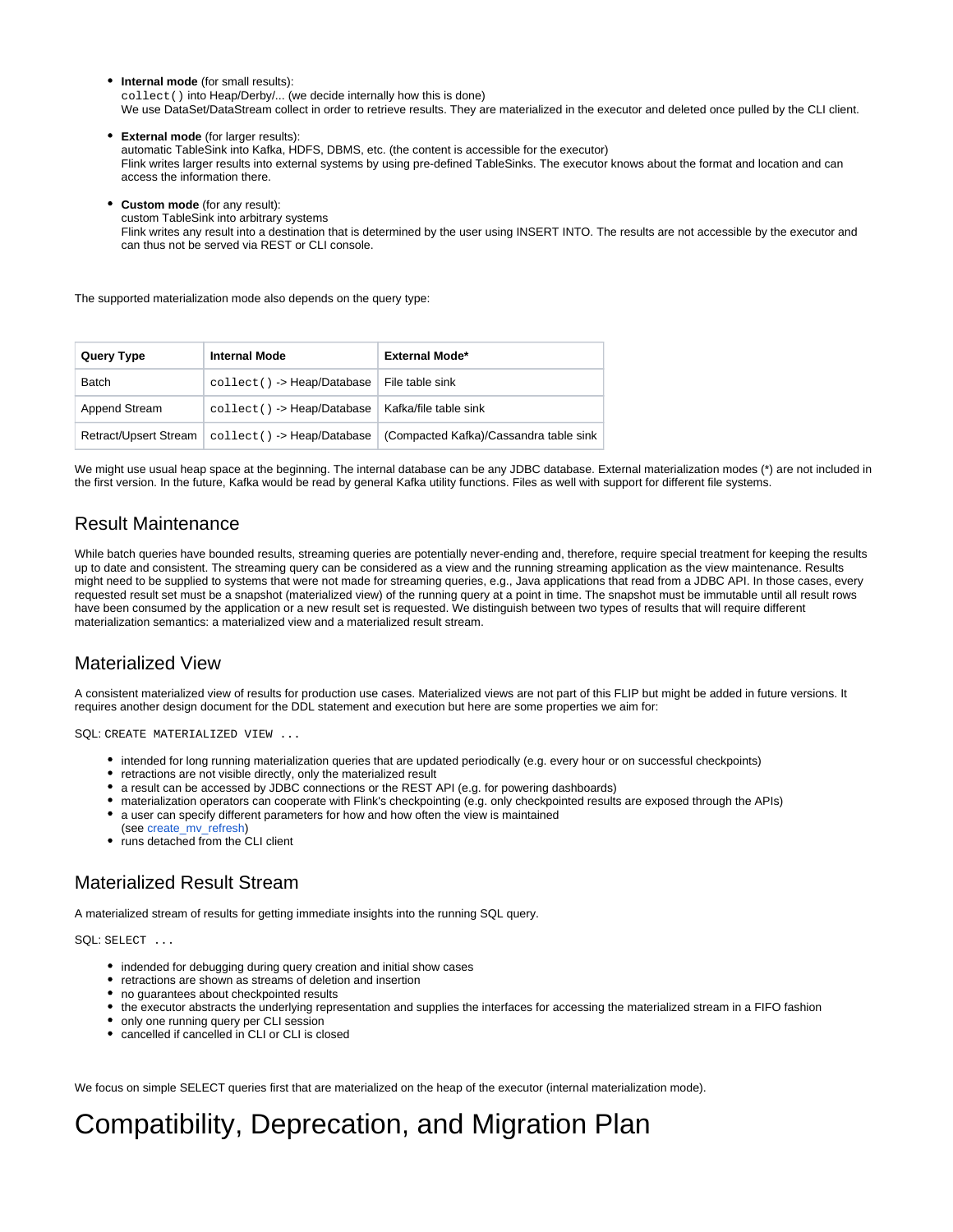- **Internal mode** (for small results):
  `collect()` into Heap/Derby/... (we decide internally how this is done)
  We use DataSet/DataStream collect in order to retrieve results. They are materialized in the executor and deleted once pulled by the CLI client.

- **External mode** (for larger results):
  automatic TableSink into Kafka, HDFS, DBMS, etc. (the content is accessible for the executor)
  Flink writes larger results into external systems by using pre-defined TableSinks. The executor knows about the format and location and can access the information there.

- **Custom mode** (for any result):
  custom TableSink into arbitrary systems
  Flink writes any result into a destination that is determined by the user using INSERT INTO. The results are not accessible by the executor and can thus not be served via REST or CLI console.

The supported materialization mode also depends on the query type:

| Query Type | Internal Mode | External Mode* |
|---|---|---|
| Batch | `collect()` -> Heap/Database | File table sink |
| Append Stream | `collect()` -> Heap/Database | Kafka/file table sink |
| Retract/Upsert Stream | `collect()` -> Heap/Database | (Compacted Kafka)/Cassandra table sink |

We might use usual heap space at the beginning. The internal database can be any JDBC database. External materialization modes (*) are not included in the first version. In the future, Kafka would be read by general Kafka utility functions. Files as well with support for different file systems.

## Result Maintenance

While batch queries have bounded results, streaming queries are potentially never-ending and, therefore, require special treatment for keeping the results up to date and consistent. The streaming query can be considered as a view and the running streaming application as the view maintenance. Results might need to be supplied to systems that were not made for streaming queries, e.g., Java applications that read from a JDBC API. In those cases, every requested result set must be a snapshot (materialized view) of the running query at a point in time. The snapshot must be immutable until all result rows have been consumed by the application or a new result set is requested. We distinguish between two types of results that will require different materialization semantics: a materialized view and a materialized result stream.

## Materialized View

A consistent materialized view of results for production use cases. Materialized views are not part of this FLIP but might be added in future versions. It requires another design document for the DDL statement and execution but here are some properties we aim for:

SQL: `CREATE MATERIALIZED VIEW ...`

- intended for long running materialization queries that are updated periodically (e.g. every hour or on successful checkpoints)
- retractions are not visible directly, only the materialized result
- a result can be accessed by JDBC connections or the REST API (e.g. for powering dashboards)
- materialization operators can cooperate with Flink's checkpointing (e.g. only checkpointed results are exposed through the APIs)
- a user can specify different parameters for how and how often the view is maintained
  (see create_mv_refresh)
- runs detached from the CLI client

## Materialized Result Stream

A materialized stream of results for getting immediate insights into the running SQL query.

SQL: `SELECT ...`

- indended for debugging during query creation and initial show cases
- retractions are shown as streams of deletion and insertion
- no guarantees about checkpointed results
- the executor abstracts the underlying representation and supplies the interfaces for accessing the materialized stream in a FIFO fashion
- only one running query per CLI session
- cancelled if cancelled in CLI or CLI is closed

We focus on simple SELECT queries first that are materialized on the heap of the executor (internal materialization mode).

# Compatibility, Deprecation, and Migration Plan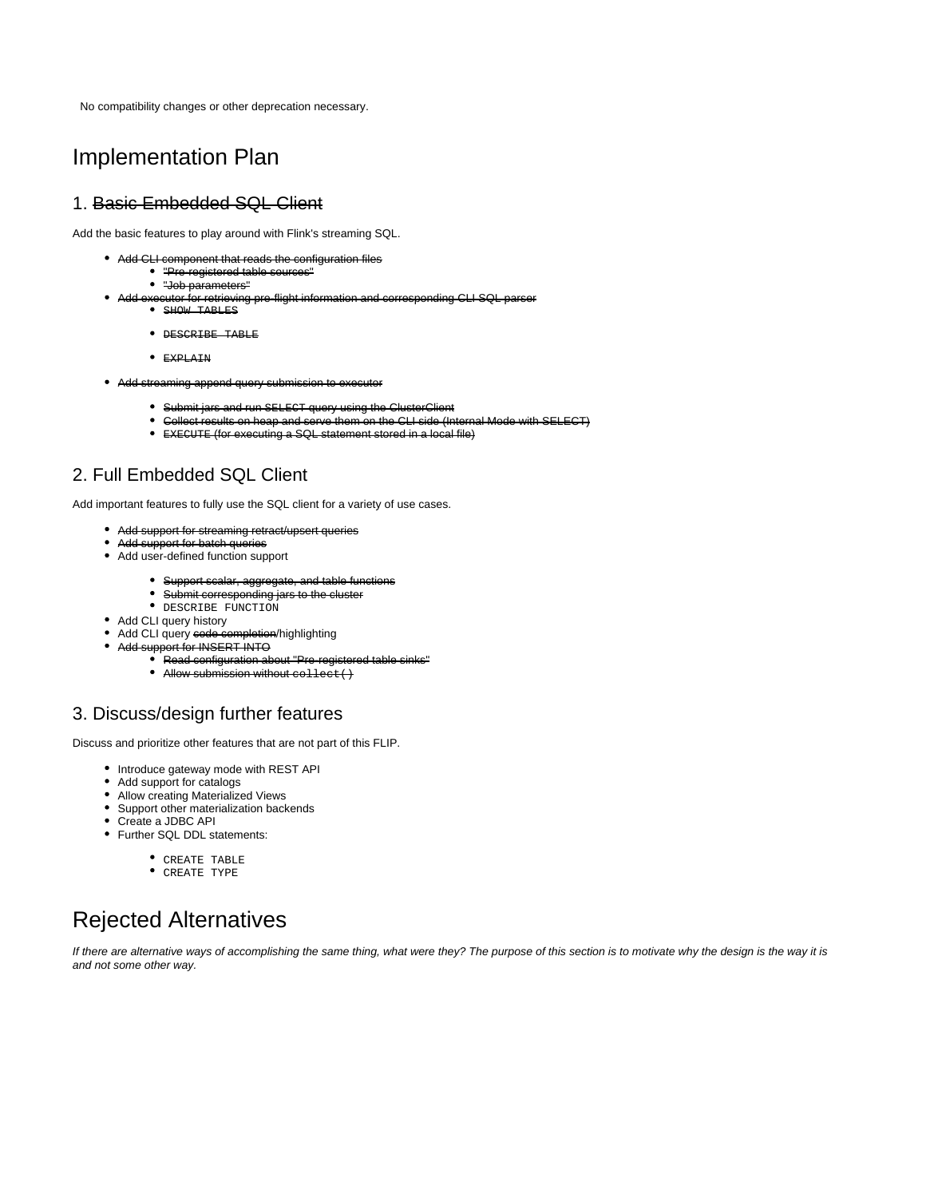No compatibility changes or other deprecation necessary.

# Implementation Plan

## 1. ~~Basic Embedded SQL Client~~

Add the basic features to play around with Flink's streaming SQL.

- ~~Add CLI component that reads the configuration files~~
  - ~~"Pre-registered table sources"~~
  - ~~"Job parameters"~~
- ~~Add executor for retrieving pre-flight information and corresponding CLI SQL parser~~
  - ~~`SHOW TABLES`~~
  - ~~`DESCRIBE TABLE`~~
  - ~~`EXPLAIN`~~
- ~~Add streaming append query submission to executor~~
  - ~~Submit jars and run `SELECT` query using the ClusterClient~~
  - ~~Collect results on heap and serve them on the CLI side (Internal Mode with SELECT)~~
  - ~~`EXECUTE` (for executing a SQL statement stored in a local file)~~

## 2. Full Embedded SQL Client

Add important features to fully use the SQL client for a variety of use cases.

- ~~Add support for streaming retract/upsert queries~~
- ~~Add support for batch queries~~
- Add user-defined function support
  - ~~Support scalar, aggregate, and table functions~~
  - ~~Submit corresponding jars to the cluster~~
  - `DESCRIBE FUNCTION`
- Add CLI query history
- Add CLI query ~~code completion~~/highlighting
- ~~Add support for INSERT INTO~~
  - ~~Read configuration about "Pre-registered table sinks"~~
  - ~~Allow submission without `collect()`~~

## 3. Discuss/design further features

Discuss and prioritize other features that are not part of this FLIP.

- Introduce gateway mode with REST API
- Add support for catalogs
- Allow creating Materialized Views
- Support other materialization backends
- Create a JDBC API
- Further SQL DDL statements:
  - `CREATE TABLE`
  - `CREATE TYPE`

# Rejected Alternatives

*If there are alternative ways of accomplishing the same thing, what were they? The purpose of this section is to motivate why the design is the way it is and not some other way.*